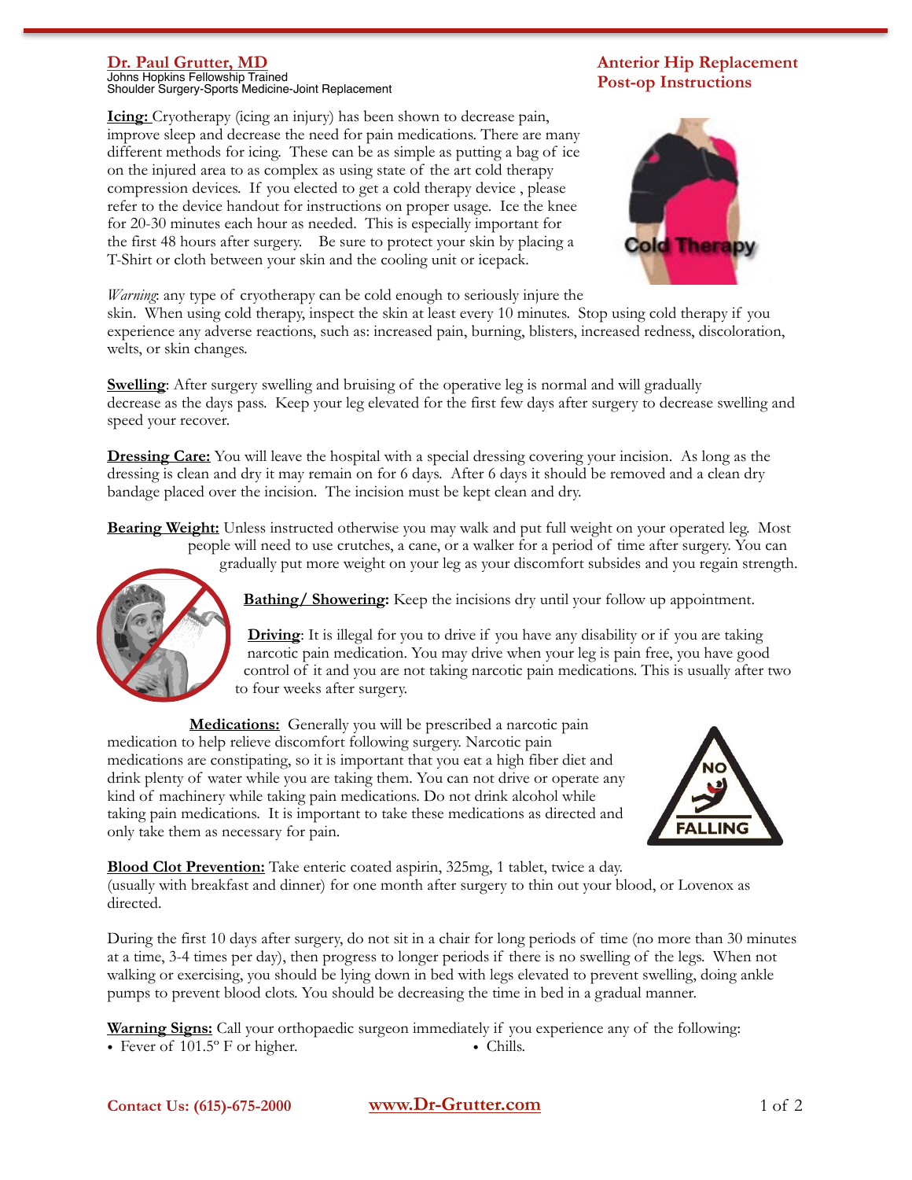**Dr. Paul Grutter, MD**
Johns Hopkins Fellowship Trained
Shoulder Surgery-Sports Medicine-Joint Replacement

# Anterior Hip Replacement Post-op Instructions

**Icing:** Cryotherapy (icing an injury) has been shown to decrease pain, improve sleep and decrease the need for pain medications. There are many different methods for icing. These can be as simple as putting a bag of ice on the injured area to as complex as using state of the art cold therapy compression devices. If you elected to get a cold therapy device , please refer to the device handout for instructions on proper usage. Ice the knee for 20-30 minutes each hour as needed. This is especially important for the first 48 hours after surgery. Be sure to protect your skin by placing a T-Shirt or cloth between your skin and the cooling unit or icepack.

*Warning*: any type of cryotherapy can be cold enough to seriously injure the skin. When using cold therapy, inspect the skin at least every 10 minutes. Stop using cold therapy if you experience any adverse reactions, such as: increased pain, burning, blisters, increased redness, discoloration, welts, or skin changes.

**Swelling**: After surgery swelling and bruising of the operative leg is normal and will gradually decrease as the days pass. Keep your leg elevated for the first few days after surgery to decrease swelling and speed your recover.

**Dressing Care:** You will leave the hospital with a special dressing covering your incision. As long as the dressing is clean and dry it may remain on for 6 days. After 6 days it should be removed and a clean dry bandage placed over the incision. The incision must be kept clean and dry.

**Bearing Weight:** Unless instructed otherwise you may walk and put full weight on your operated leg. Most people will need to use crutches, a cane, or a walker for a period of time after surgery. You can gradually put more weight on your leg as your discomfort subsides and you regain strength.

**Bathing/ Showering:** Keep the incisions dry until your follow up appointment.

**Driving**: It is illegal for you to drive if you have any disability or if you are taking narcotic pain medication. You may drive when your leg is pain free, you have good control of it and you are not taking narcotic pain medications. This is usually after two to four weeks after surgery.

**Medications:** Generally you will be prescribed a narcotic pain medication to help relieve discomfort following surgery. Narcotic pain medications are constipating, so it is important that you eat a high fiber diet and drink plenty of water while you are taking them. You can not drive or operate any kind of machinery while taking pain medications. Do not drink alcohol while taking pain medications. It is important to take these medications as directed and only take them as necessary for pain.

**Blood Clot Prevention:** Take enteric coated aspirin, 325mg, 1 tablet, twice a day. (usually with breakfast and dinner) for one month after surgery to thin out your blood, or Lovenox as directed.

During the first 10 days after surgery, do not sit in a chair for long periods of time (no more than 30 minutes at a time, 3-4 times per day), then progress to longer periods if there is no swelling of the legs. When not walking or exercising, you should be lying down in bed with legs elevated to prevent swelling, doing ankle pumps to prevent blood clots. You should be decreasing the time in bed in a gradual manner.

**Warning Signs:** Call your orthopaedic surgeon immediately if you experience any of the following:

- Fever of 101.5º F or higher.
- Chills.

Contact Us: (615)-675-2000 www.Dr-Grutter.com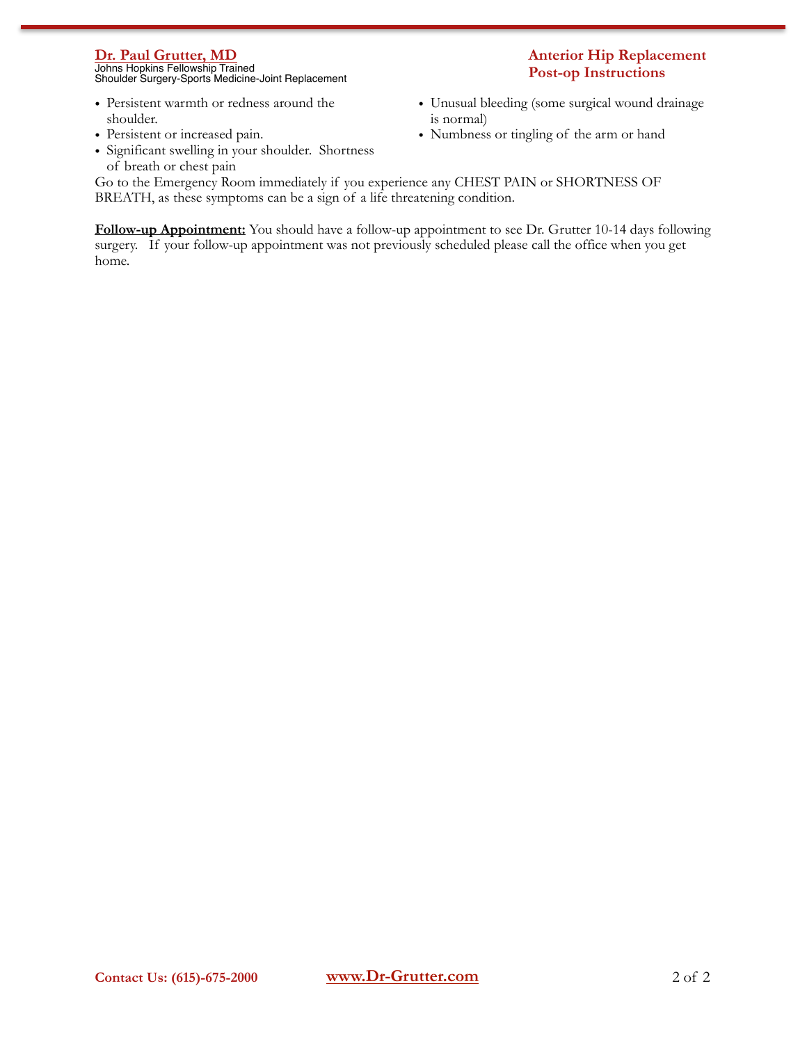- Persistent warmth or redness around the shoulder.
- Persistent or increased pain.
- Significant swelling in your shoulder. Shortness of breath or chest pain
- Unusual bleeding (some surgical wound drainage is normal)
- Numbness or tingling of the arm or hand

Go to the Emergency Room immediately if you experience any CHEST PAIN or SHORTNESS OF BREATH, as these symptoms can be a sign of a life threatening condition.

**Follow-up Appointment:** You should have a follow-up appointment to see Dr. Grutter 10-14 days following surgery. If your follow-up appointment was not previously scheduled please call the office when you get home.

**Contact Us: (615)-675-2000** www.Dr-Grutter.com